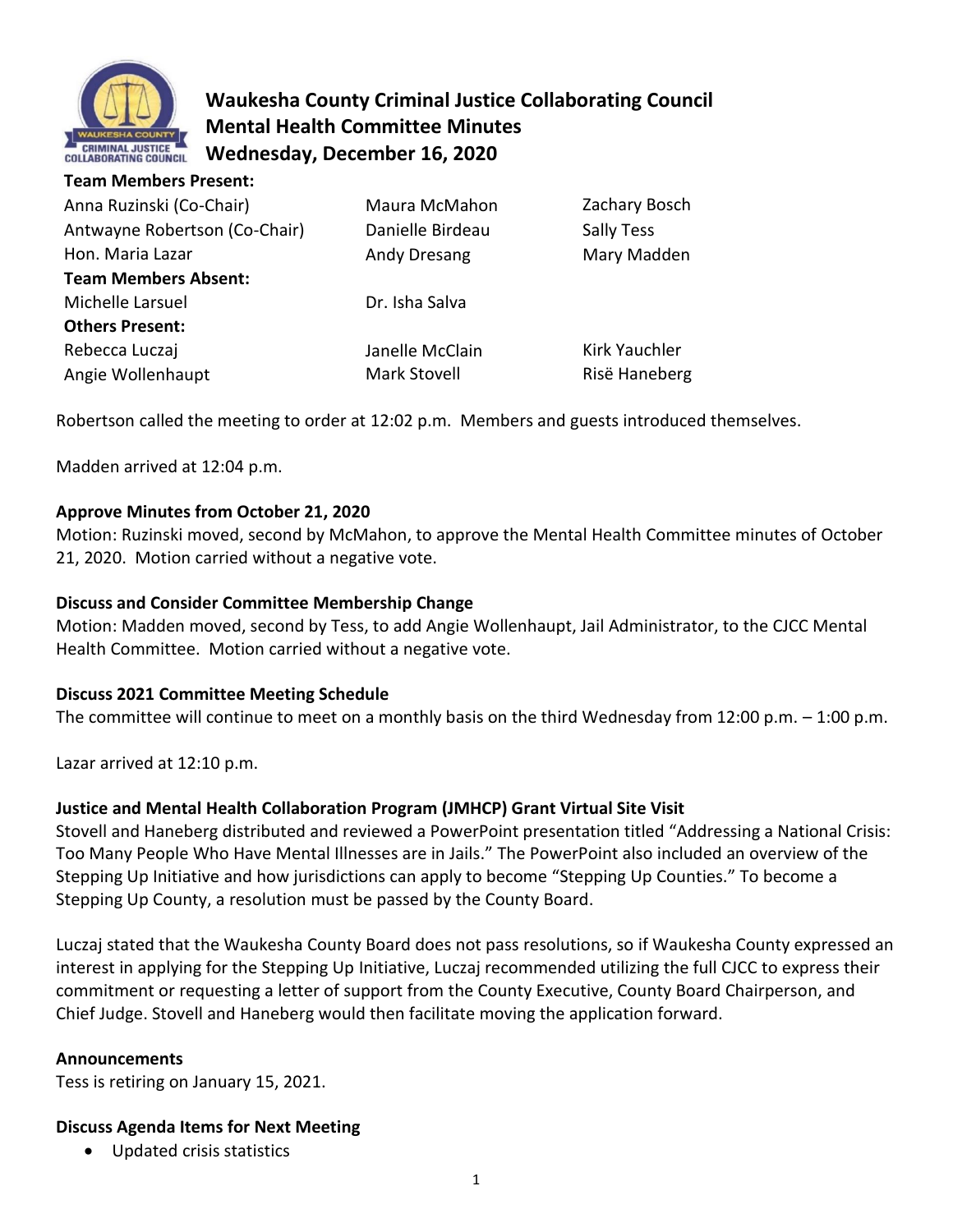# Waukesha County Criminal Justice Collaborating Council
## Mental Health Committee Minutes
## Wednesday, December 16, 2020

**Team Members Present:**

| | | |
|---|---|---|
| Anna Ruzinski (Co-Chair) | Maura McMahon | Zachary Bosch |
| Antwayne Robertson (Co-Chair) | Danielle Birdeau | Sally Tess |
| Hon. Maria Lazar | Andy Dresang | Mary Madden |

**Team Members Absent:**

| | |
|---|---|
| Michelle Larsuel | Dr. Isha Salva |

**Others Present:**

| | | |
|---|---|---|
| Rebecca Luczaj | Janelle McClain | Kirk Yauchler |
| Angie Wollenhaupt | Mark Stovell | Risë Haneberg |

Robertson called the meeting to order at 12:02 p.m. Members and guests introduced themselves.

Madden arrived at 12:04 p.m.

**Approve Minutes from October 21, 2020**

Motion: Ruzinski moved, second by McMahon, to approve the Mental Health Committee minutes of October 21, 2020. Motion carried without a negative vote.

**Discuss and Consider Committee Membership Change**

Motion: Madden moved, second by Tess, to add Angie Wollenhaupt, Jail Administrator, to the CJCC Mental Health Committee. Motion carried without a negative vote.

**Discuss 2021 Committee Meeting Schedule**

The committee will continue to meet on a monthly basis on the third Wednesday from 12:00 p.m. – 1:00 p.m.

Lazar arrived at 12:10 p.m.

**Justice and Mental Health Collaboration Program (JMHCP) Grant Virtual Site Visit**

Stovell and Haneberg distributed and reviewed a PowerPoint presentation titled "Addressing a National Crisis: Too Many People Who Have Mental Illnesses are in Jails." The PowerPoint also included an overview of the Stepping Up Initiative and how jurisdictions can apply to become "Stepping Up Counties." To become a Stepping Up County, a resolution must be passed by the County Board.

Luczaj stated that the Waukesha County Board does not pass resolutions, so if Waukesha County expressed an interest in applying for the Stepping Up Initiative, Luczaj recommended utilizing the full CJCC to express their commitment or requesting a letter of support from the County Executive, County Board Chairperson, and Chief Judge. Stovell and Haneberg would then facilitate moving the application forward.

**Announcements**

Tess is retiring on January 15, 2021.

**Discuss Agenda Items for Next Meeting**

- Updated crisis statistics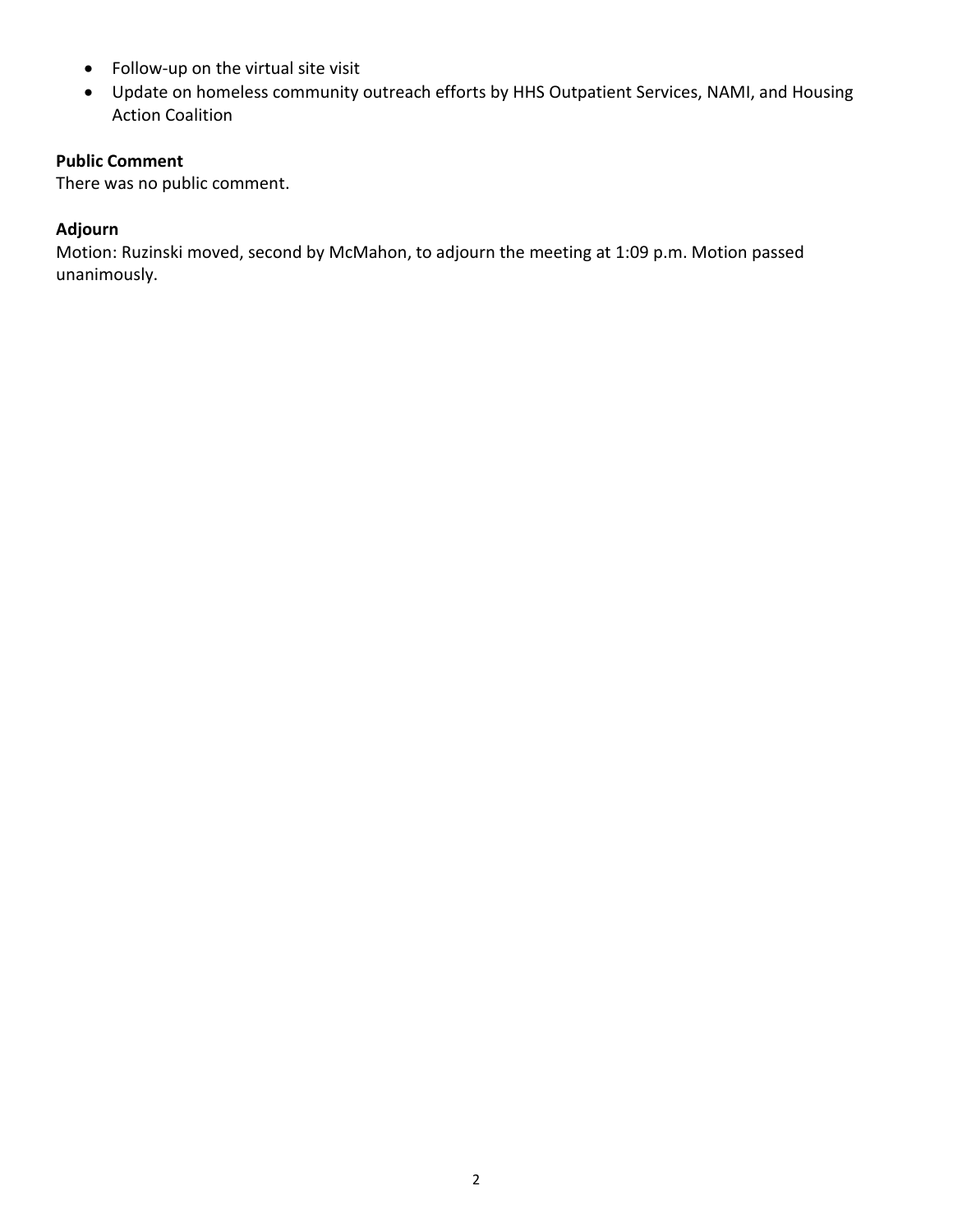- Follow-up on the virtual site visit
- Update on homeless community outreach efforts by HHS Outpatient Services, NAMI, and Housing Action Coalition

**Public Comment**

There was no public comment.

**Adjourn**

Motion: Ruzinski moved, second by McMahon, to adjourn the meeting at 1:09 p.m. Motion passed unanimously.